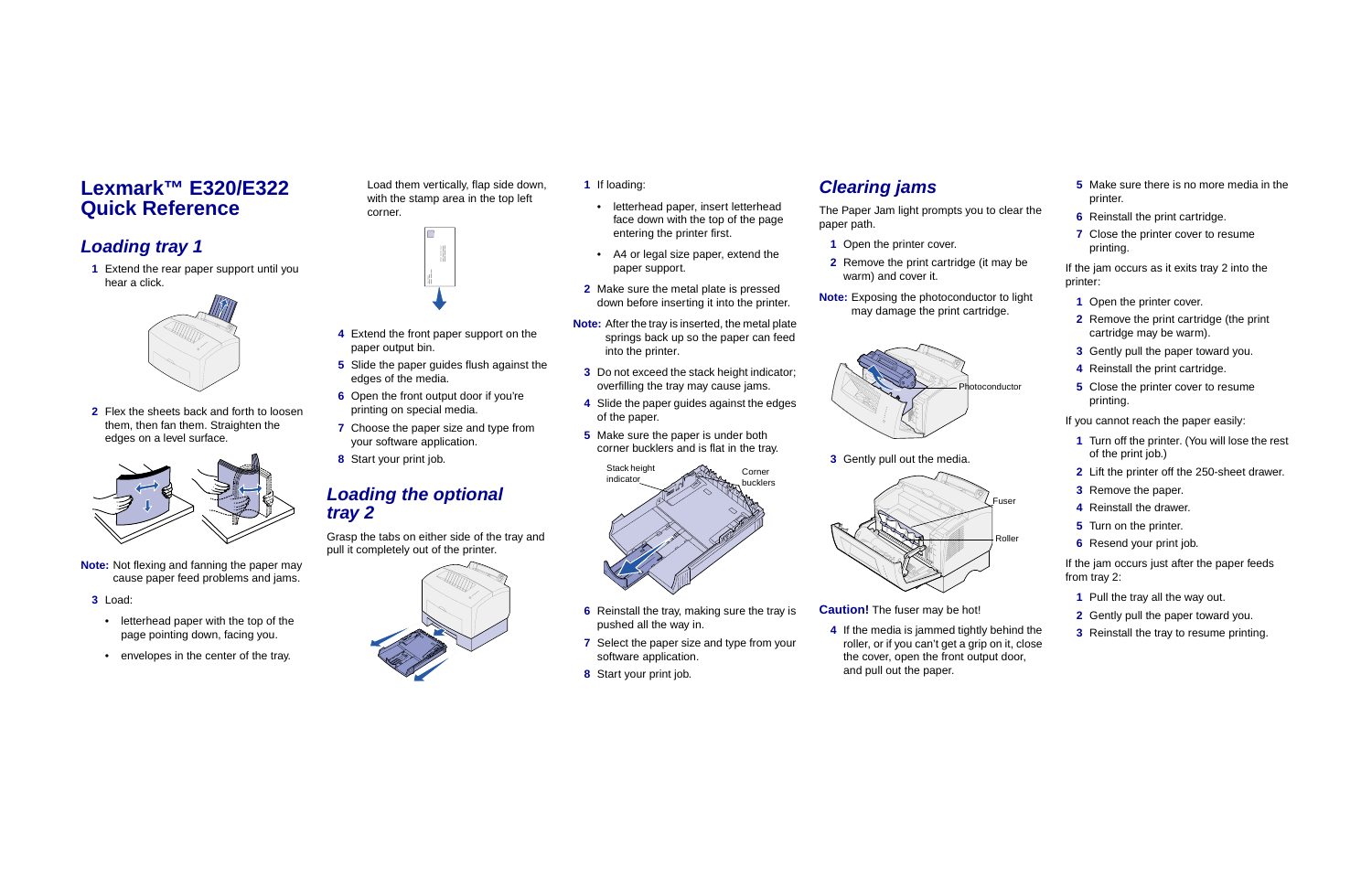# Lexmark™ E320/E322 Quick Reference

## Loading tray 1

1. Extend the rear paper support until you hear a click.
2. Flex the sheets back and forth to loosen them, then fan them. Straighten the edges on a level surface.

**Note:** Not flexing and fanning the paper may cause paper feed problems and jams.

3. Load:
   - letterhead paper with the top of the page pointing down, facing you.
   - envelopes in the center of the tray. Load them vertically, flap side down, with the stamp area in the top left corner.
4. Extend the front paper support on the paper output bin.
5. Slide the paper guides flush against the edges of the media.
6. Open the front output door if you're printing on special media.
7. Choose the paper size and type from your software application.
8. Start your print job.

## Loading the optional tray 2

Grasp the tabs on either side of the tray and pull it completely out of the printer.

1. If loading:
   - letterhead paper, insert letterhead face down with the top of the page entering the printer first.
   - A4 or legal size paper, extend the paper support.
2. Make sure the metal plate is pressed down before inserting it into the printer.

**Note:** After the tray is inserted, the metal plate springs back up so the paper can feed into the printer.

3. Do not exceed the stack height indicator; overfilling the tray may cause jams.
4. Slide the paper guides against the edges of the paper.
5. Make sure the paper is under both corner bucklers and is flat in the tray.

Stack height indicator

Corner bucklers

6. Reinstall the tray, making sure the tray is pushed all the way in.
7. Select the paper size and type from your software application.
8. Start your print job.

## Clearing jams

The Paper Jam light prompts you to clear the paper path.

1. Open the printer cover.
2. Remove the print cartridge (it may be warm) and cover it.

**Note:** Exposing the photoconductor to light may damage the print cartridge.

Photoconductor

3. Gently pull out the media.

Fuser

Roller

**Caution!** The fuser may be hot!

4. If the media is jammed tightly behind the roller, or if you can't get a grip on it, close the cover, open the front output door, and pull out the paper.
5. Make sure there is no more media in the printer.
6. Reinstall the print cartridge.
7. Close the printer cover to resume printing.

If the jam occurs as it exits tray 2 into the printer:

1. Open the printer cover.
2. Remove the print cartridge (the print cartridge may be warm).
3. Gently pull the paper toward you.
4. Reinstall the print cartridge.
5. Close the printer cover to resume printing.

If you cannot reach the paper easily:

1. Turn off the printer. (You will lose the rest of the print job.)
2. Lift the printer off the 250-sheet drawer.
3. Remove the paper.
4. Reinstall the drawer.
5. Turn on the printer.
6. Resend your print job.

If the jam occurs just after the paper feeds from tray 2:

1. Pull the tray all the way out.
2. Gently pull the paper toward you.
3. Reinstall the tray to resume printing.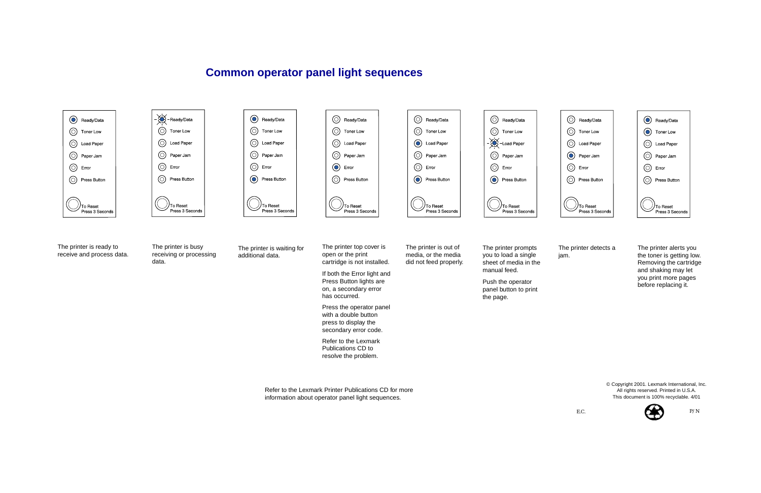# Common operator panel light sequences

Ready/Data
Toner Low
Load Paper
Paper Jam
Error
Press Button
To Reset
Press 3 Seconds

The printer is ready to receive and process data.

The printer is busy receiving or processing data.

The printer is waiting for additional data.

The printer top cover is open or the print cartridge is not installed.

If both the Error light and Press Button lights are on, a secondary error has occurred.

Press the operator panel with a double button press to display the secondary error code.

Refer to the Lexmark Publications CD to resolve the problem.

The printer is out of media, or the media did not feed properly.

The printer prompts you to load a single sheet of media in the manual feed.

Push the operator panel button to print the page.

The printer detects a jam.

The printer alerts you the toner is getting low. Removing the cartridge and shaking may let you print more pages before replacing it.

Refer to the Lexmark Printer Publications CD for more information about operator panel light sequences.

© Copyright 2001. Lexmark International, Inc.
All rights reserved. Printed in U.S.A.
This document is 100% recyclable. 4/01

E.C.

P/ N